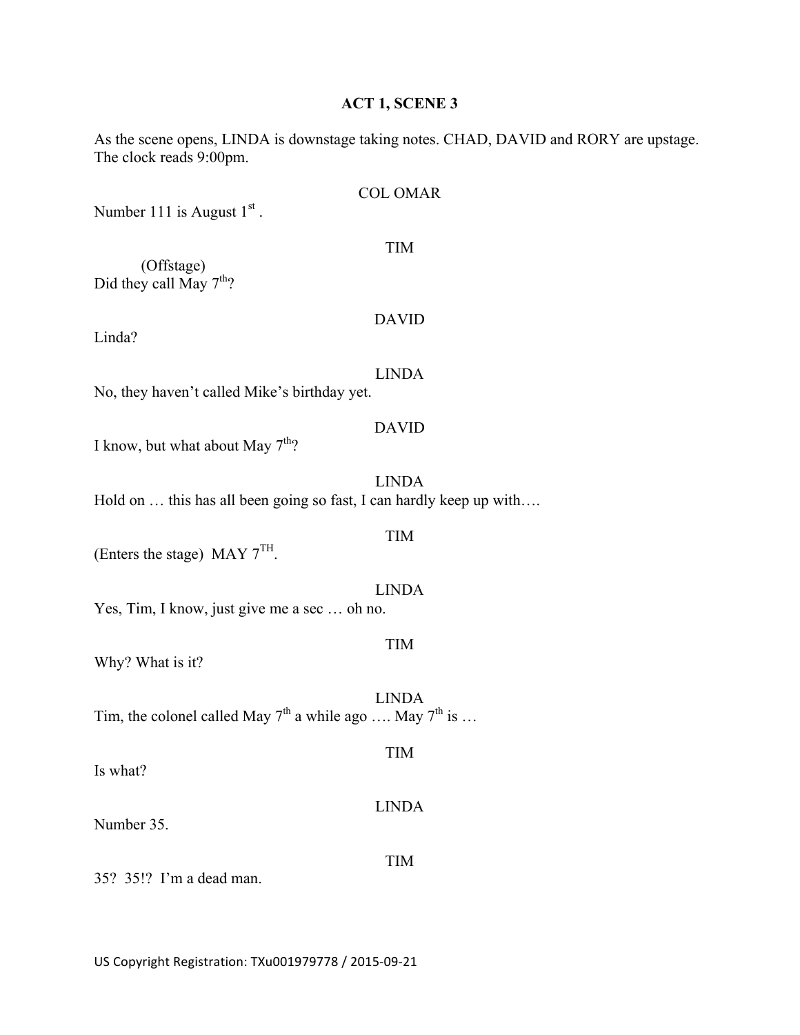## ACT 1, SCENE 3

As the scene opens, LINDA is downstage taking notes. CHAD, DAVID and RORY are upstage. The clock reads 9:00pm.

COL OMAR

Number 111 is August 1st .

TIM

(Offstage)

Did they call May 7th?

DAVID

Linda?

LINDA

No, they haven't called Mike's birthday yet.

DAVID

I know, but what about May 7th?

LINDA

Hold on … this has all been going so fast, I can hardly keep up with….

TIM

(Enters the stage) MAY 7TH.

LINDA

Yes, Tim, I know, just give me a sec … oh no.

TIM

Why? What is it?

LINDA

Tim, the colonel called May 7th a while ago …. May 7th is …

TIM

Is what?

LINDA

Number 35.

TIM

35? 35!? I'm a dead man.

US Copyright Registration: TXu001979778 / 2015-09-21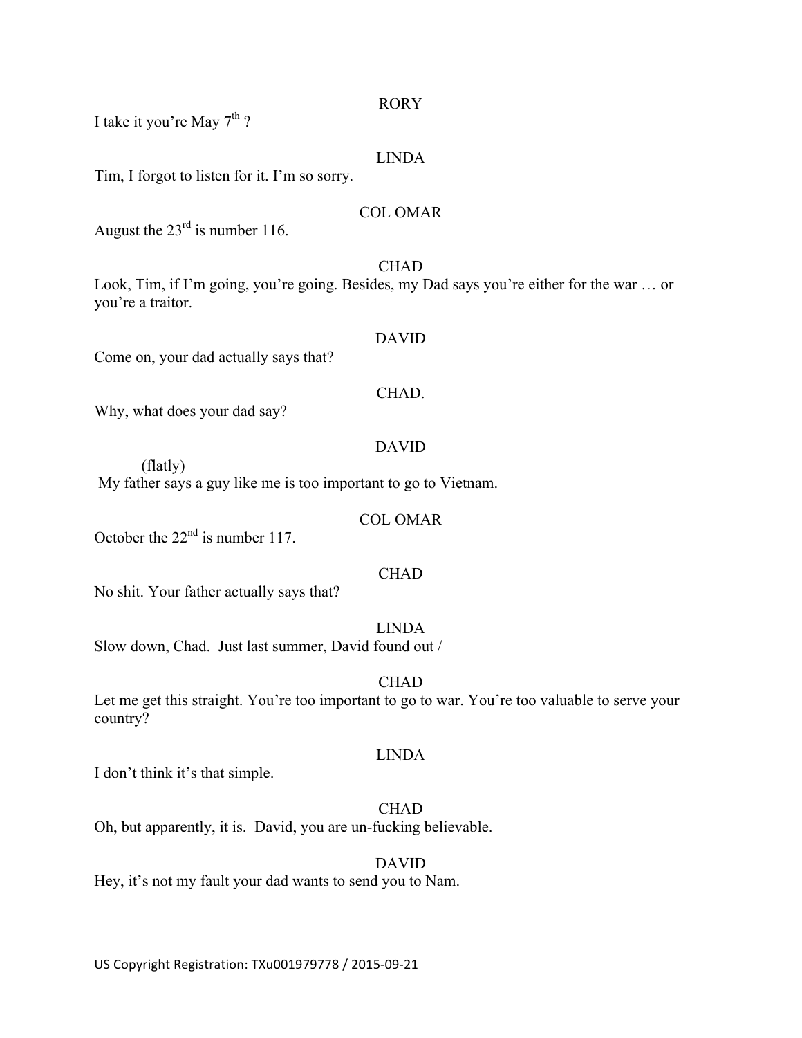RORY

I take it you're May 7th ?

LINDA

Tim, I forgot to listen for it. I'm so sorry.

COL OMAR

August the 23rd is number 116.

CHAD

Look, Tim, if I'm going, you're going. Besides, my Dad says you're either for the war … or you're a traitor.

DAVID

Come on, your dad actually says that?

CHAD.

Why, what does your dad say?

DAVID

(flatly)

My father says a guy like me is too important to go to Vietnam.

COL OMAR

October the 22nd is number 117.

CHAD

No shit. Your father actually says that?

LINDA

Slow down, Chad. Just last summer, David found out /

CHAD

Let me get this straight. You're too important to go to war. You're too valuable to serve your country?

LINDA

I don't think it's that simple.

CHAD

Oh, but apparently, it is. David, you are un-fucking believable.

DAVID

Hey, it's not my fault your dad wants to send you to Nam.

US Copyright Registration: TXu001979778 / 2015-09-21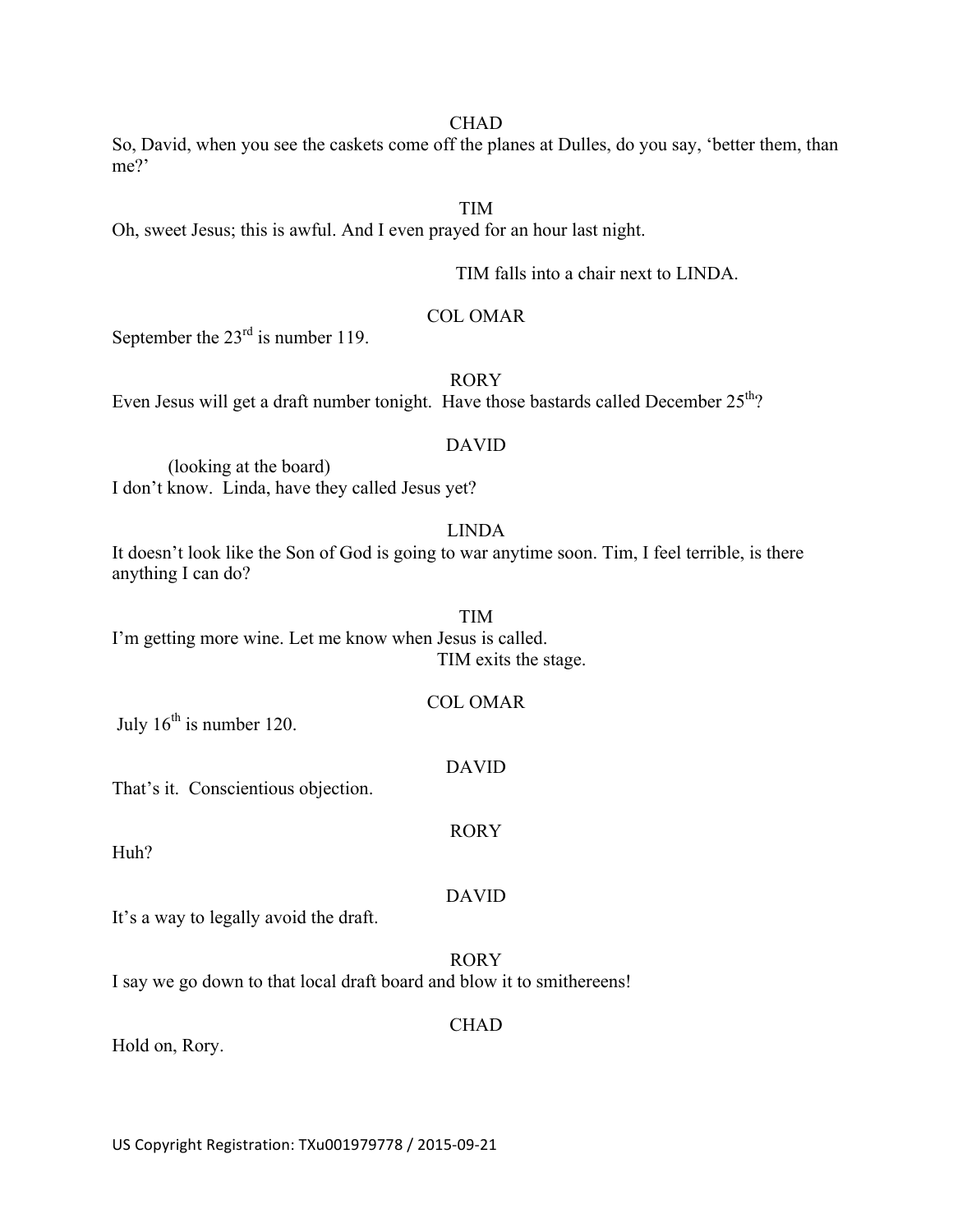CHAD

So, David, when you see the caskets come off the planes at Dulles, do you say, 'better them, than me?'

TIM

Oh, sweet Jesus; this is awful. And I even prayed for an hour last night.

TIM falls into a chair next to LINDA.

COL OMAR

September the 23rd is number 119.

RORY

Even Jesus will get a draft number tonight. Have those bastards called December 25th?

DAVID

(looking at the board)

I don't know. Linda, have they called Jesus yet?

LINDA

It doesn't look like the Son of God is going to war anytime soon. Tim, I feel terrible, is there anything I can do?

TIM

I'm getting more wine. Let me know when Jesus is called.

TIM exits the stage.

COL OMAR

July 16th is number 120.

DAVID

That's it. Conscientious objection.

RORY

Huh?

DAVID

It's a way to legally avoid the draft.

RORY

I say we go down to that local draft board and blow it to smithereens!

CHAD

Hold on, Rory.

US Copyright Registration: TXu001979778 / 2015-09-21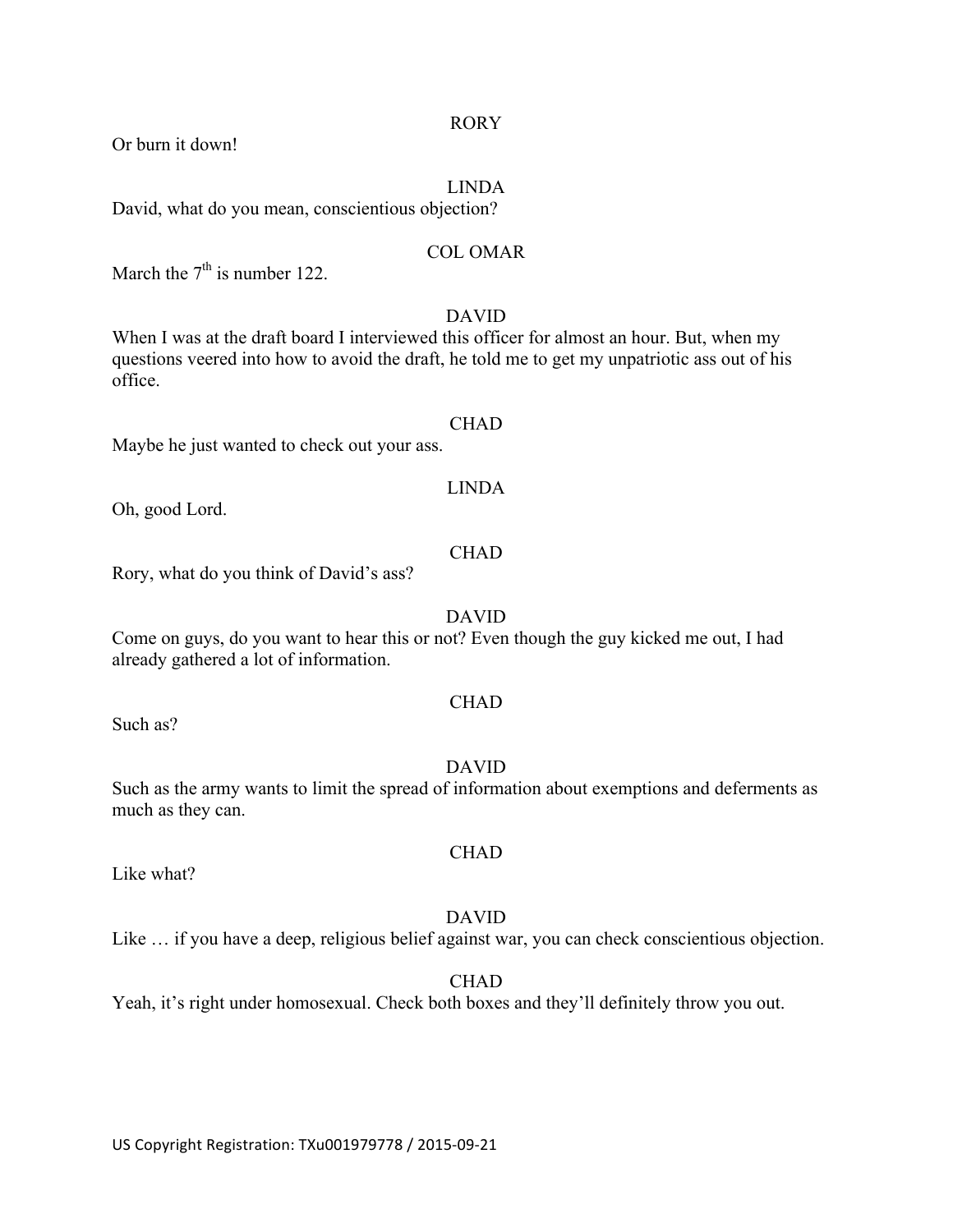RORY

Or burn it down!

LINDA

David, what do you mean, conscientious objection?

COL OMAR

March the 7th is number 122.

DAVID

When I was at the draft board I interviewed this officer for almost an hour. But, when my questions veered into how to avoid the draft, he told me to get my unpatriotic ass out of his office.

CHAD

Maybe he just wanted to check out your ass.

LINDA

Oh, good Lord.

CHAD

Rory, what do you think of David's ass?

DAVID

Come on guys, do you want to hear this or not? Even though the guy kicked me out, I had already gathered a lot of information.

CHAD

Such as?

DAVID

Such as the army wants to limit the spread of information about exemptions and deferments as much as they can.

CHAD

Like what?

DAVID

Like … if you have a deep, religious belief against war, you can check conscientious objection.

CHAD

Yeah, it's right under homosexual. Check both boxes and they'll definitely throw you out.

US Copyright Registration: TXu001979778 / 2015-09-21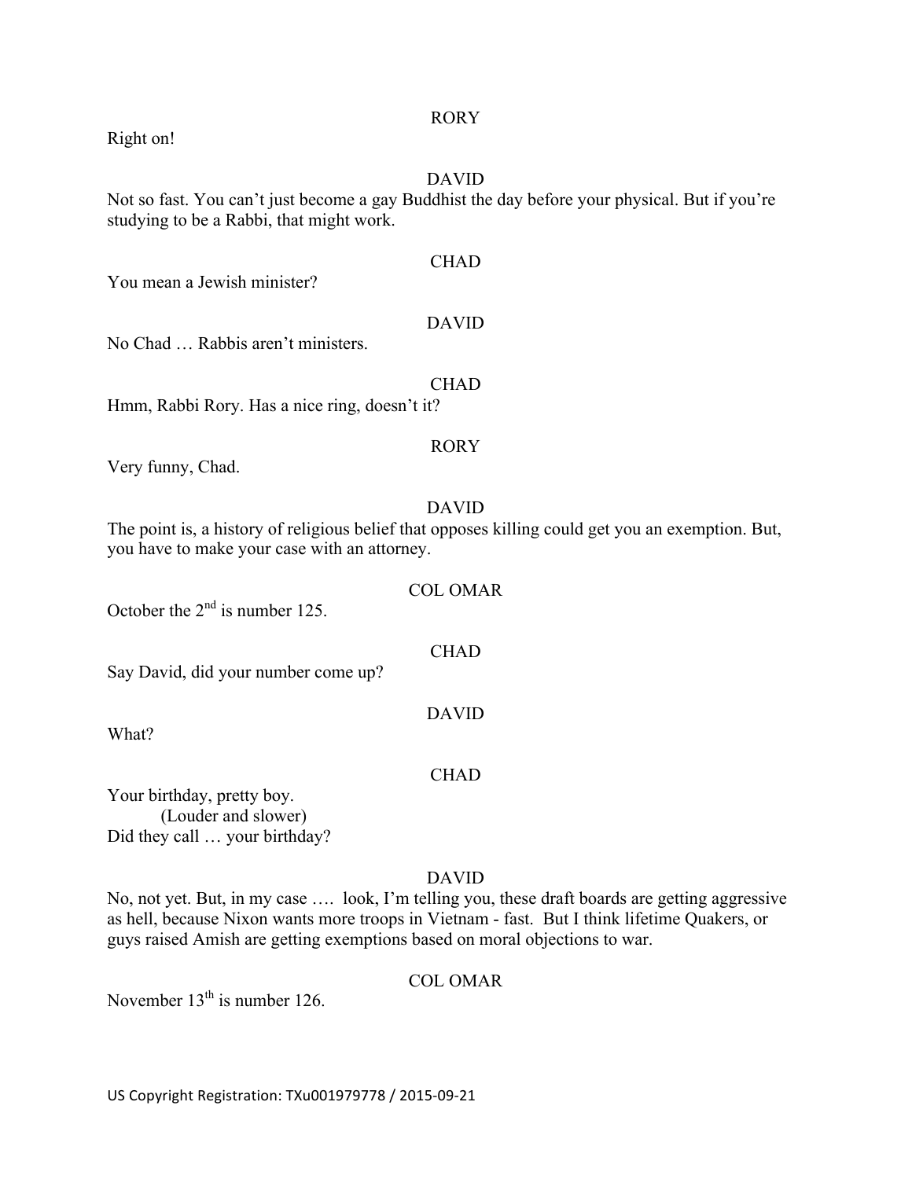RORY

Right on!

DAVID

Not so fast. You can't just become a gay Buddhist the day before your physical. But if you're studying to be a Rabbi, that might work.

CHAD

You mean a Jewish minister?

DAVID

No Chad … Rabbis aren't ministers.

CHAD

Hmm, Rabbi Rory. Has a nice ring, doesn't it?

RORY

Very funny, Chad.

DAVID

The point is, a history of religious belief that opposes killing could get you an exemption. But, you have to make your case with an attorney.

COL OMAR

October the 2nd is number 125.

CHAD

Say David, did your number come up?

DAVID

What?

CHAD

Your birthday, pretty boy.
(Louder and slower)
Did they call … your birthday?

DAVID

No, not yet. But, in my case …. look, I'm telling you, these draft boards are getting aggressive as hell, because Nixon wants more troops in Vietnam - fast. But I think lifetime Quakers, or guys raised Amish are getting exemptions based on moral objections to war.

COL OMAR

November 13th is number 126.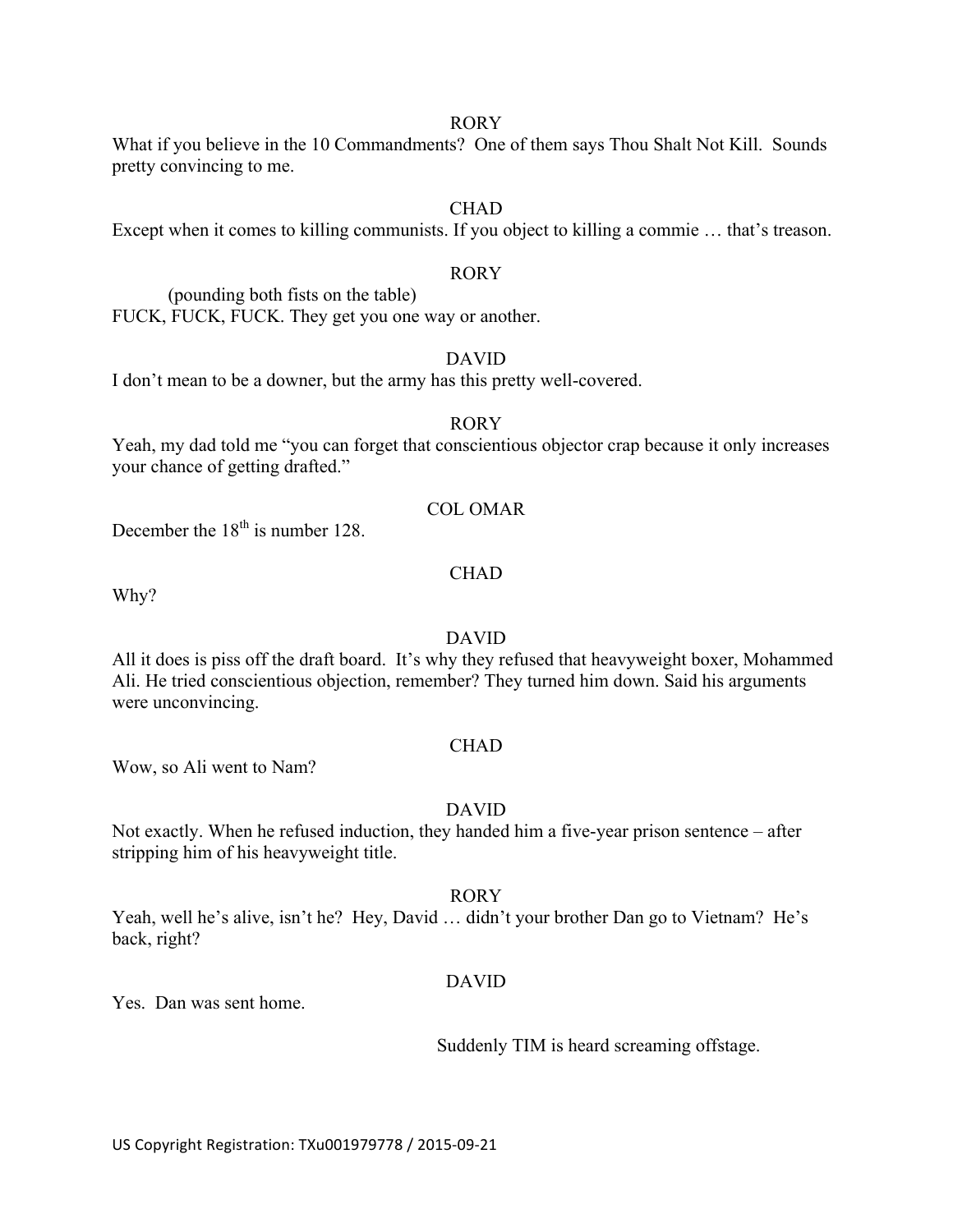RORY

What if you believe in the 10 Commandments? One of them says Thou Shalt Not Kill. Sounds pretty convincing to me.

CHAD

Except when it comes to killing communists. If you object to killing a commie … that's treason.

RORY

(pounding both fists on the table)

FUCK, FUCK, FUCK. They get you one way or another.

DAVID

I don't mean to be a downer, but the army has this pretty well-covered.

RORY

Yeah, my dad told me "you can forget that conscientious objector crap because it only increases your chance of getting drafted."

COL OMAR

December the 18th is number 128.

CHAD

Why?

DAVID

All it does is piss off the draft board. It's why they refused that heavyweight boxer, Mohammed Ali. He tried conscientious objection, remember? They turned him down. Said his arguments were unconvincing.

CHAD

Wow, so Ali went to Nam?

DAVID

Not exactly. When he refused induction, they handed him a five-year prison sentence – after stripping him of his heavyweight title.

RORY

Yeah, well he's alive, isn't he? Hey, David … didn't your brother Dan go to Vietnam? He's back, right?

DAVID

Yes. Dan was sent home.

Suddenly TIM is heard screaming offstage.

US Copyright Registration: TXu001979778 / 2015-09-21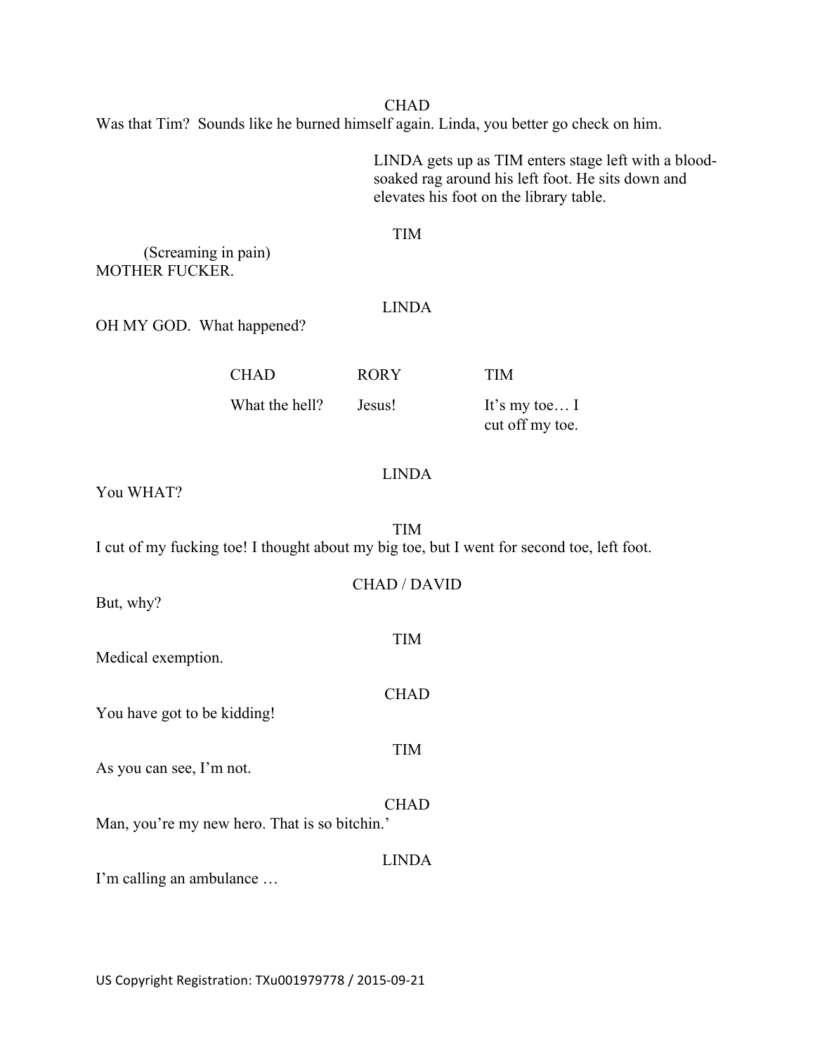CHAD

Was that Tim? Sounds like he burned himself again. Linda, you better go check on him.

> LINDA gets up as TIM enters stage left with a blood-soaked rag around his left foot. He sits down and elevates his foot on the library table.

TIM

(Screaming in pain)
MOTHER FUCKER.

LINDA

OH MY GOD. What happened?

| CHAD | RORY | TIM |
|---|---|---|
| What the hell? | Jesus! | It's my toe… I cut off my toe. |

LINDA

You WHAT?

TIM

I cut of my fucking toe! I thought about my big toe, but I went for second toe, left foot.

CHAD / DAVID

But, why?

TIM

Medical exemption.

CHAD

You have got to be kidding!

TIM

As you can see, I'm not.

CHAD

Man, you're my new hero. That is so bitchin.'

LINDA

I'm calling an ambulance …

US Copyright Registration: TXu001979778 / 2015-09-21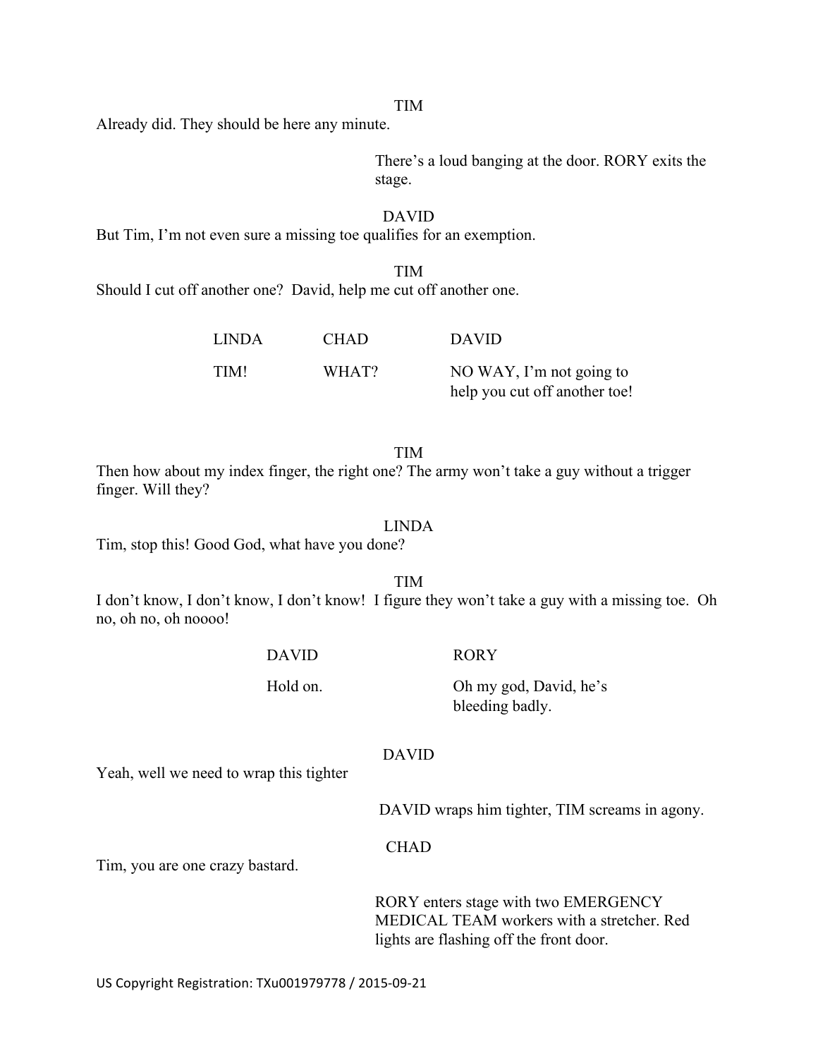TIM

Already did. They should be here any minute.

*There's a loud banging at the door. RORY exits the stage.*

DAVID

But Tim, I'm not even sure a missing toe qualifies for an exemption.

TIM

Should I cut off another one?  David, help me cut off another one.

| LINDA | CHAD | DAVID |
|---|---|---|
| TIM! | WHAT? | NO WAY, I'm not going to help you cut off another toe! |

TIM

Then how about my index finger, the right one? The army won't take a guy without a trigger finger. Will they?

LINDA

Tim, stop this! Good God, what have you done?

TIM

I don't know, I don't know, I don't know!  I figure they won't take a guy with a missing toe.  Oh no, oh no, oh noooo!

| DAVID | RORY |
|---|---|
| Hold on. | Oh my god, David, he's bleeding badly. |

DAVID

Yeah, well we need to wrap this tighter

*DAVID wraps him tighter, TIM screams in agony.*

CHAD

Tim, you are one crazy bastard.

*RORY enters stage with two EMERGENCY MEDICAL TEAM workers with a stretcher. Red lights are flashing off the front door.*

US Copyright Registration: TXu001979778 / 2015-09-21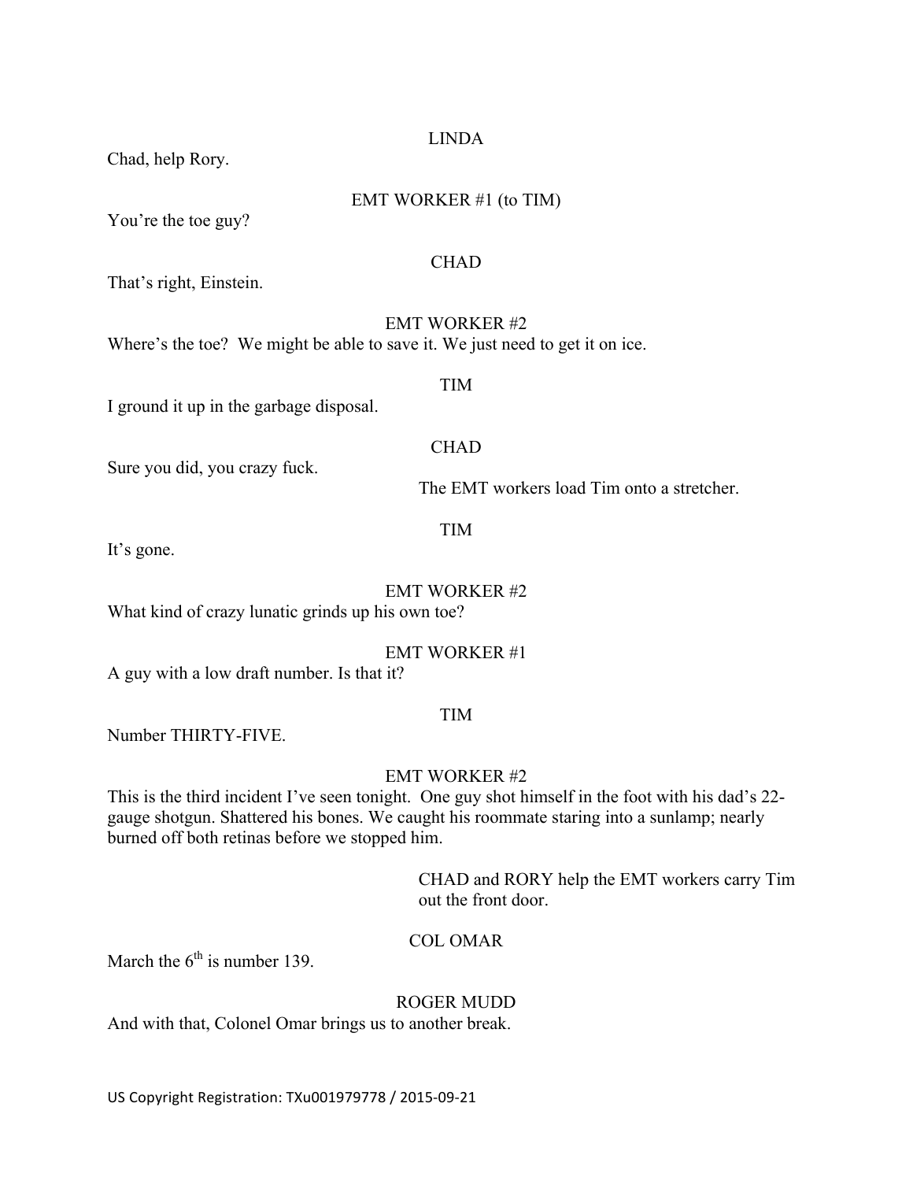LINDA

Chad, help Rory.

EMT WORKER #1 (to TIM)

You're the toe guy?

CHAD

That's right, Einstein.

EMT WORKER #2

Where's the toe? We might be able to save it. We just need to get it on ice.

TIM

I ground it up in the garbage disposal.

CHAD

Sure you did, you crazy fuck.

The EMT workers load Tim onto a stretcher.

TIM

It's gone.

EMT WORKER #2

What kind of crazy lunatic grinds up his own toe?

EMT WORKER #1

A guy with a low draft number. Is that it?

TIM

Number THIRTY-FIVE.

EMT WORKER #2

This is the third incident I've seen tonight. One guy shot himself in the foot with his dad's 22-gauge shotgun. Shattered his bones. We caught his roommate staring into a sunlamp; nearly burned off both retinas before we stopped him.

CHAD and RORY help the EMT workers carry Tim out the front door.

COL OMAR

March the 6th is number 139.

ROGER MUDD

And with that, Colonel Omar brings us to another break.

US Copyright Registration: TXu001979778 / 2015-09-21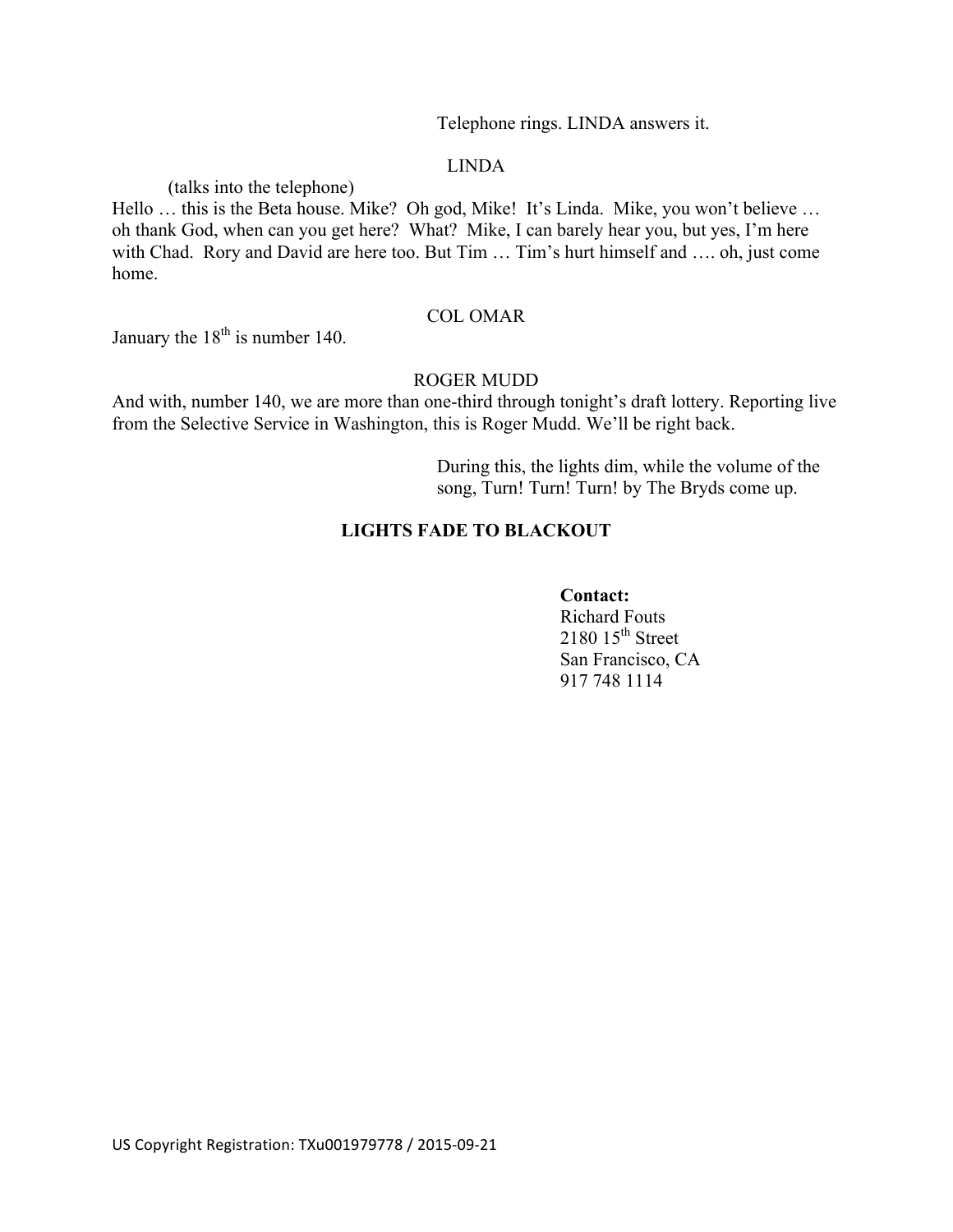Telephone rings. LINDA answers it.

LINDA

(talks into the telephone)

Hello … this is the Beta house. Mike? Oh god, Mike! It's Linda. Mike, you won't believe … oh thank God, when can you get here? What? Mike, I can barely hear you, but yes, I'm here with Chad. Rory and David are here too. But Tim … Tim's hurt himself and …. oh, just come home.

COL OMAR

January the 18th is number 140.

ROGER MUDD

And with, number 140, we are more than one-third through tonight's draft lottery. Reporting live from the Selective Service in Washington, this is Roger Mudd. We'll be right back.

During this, the lights dim, while the volume of the song, Turn! Turn! Turn! by The Bryds come up.

**LIGHTS FADE TO BLACKOUT**

**Contact:**
Richard Fouts
2180 15th Street
San Francisco, CA
917 748 1114

US Copyright Registration: TXu001979778 / 2015-09-21